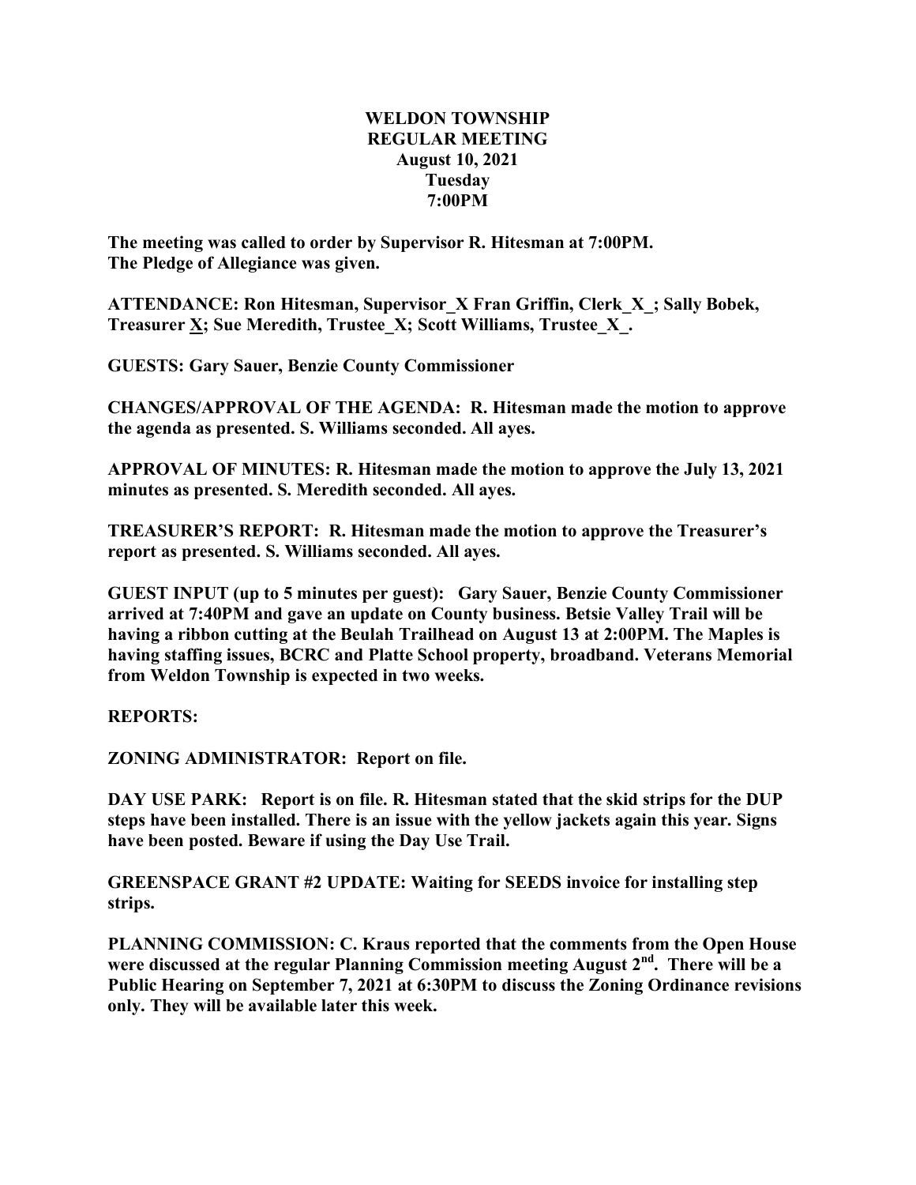# WELDON TOWNSHIP
## REGULAR MEETING
### August 10, 2021
### Tuesday
### 7:00PM

**The meeting was called to order by Supervisor R. Hitesman at 7:00PM.**
**The Pledge of Allegiance was given.**

**ATTENDANCE: Ron Hitesman, Supervisor_X Fran Griffin, Clerk_X_; Sally Bobek, Treasurer X; Sue Meredith, Trustee_X; Scott Williams, Trustee_X_.**

**GUESTS: Gary Sauer, Benzie County Commissioner**

**CHANGES/APPROVAL OF THE AGENDA: R. Hitesman made the motion to approve the agenda as presented. S. Williams seconded. All ayes.**

**APPROVAL OF MINUTES: R. Hitesman made the motion to approve the July 13, 2021 minutes as presented. S. Meredith seconded. All ayes.**

**TREASURER'S REPORT: R. Hitesman made the motion to approve the Treasurer's report as presented. S. Williams seconded. All ayes.**

**GUEST INPUT (up to 5 minutes per guest): Gary Sauer, Benzie County Commissioner arrived at 7:40PM and gave an update on County business. Betsie Valley Trail will be having a ribbon cutting at the Beulah Trailhead on August 13 at 2:00PM. The Maples is having staffing issues, BCRC and Platte School property, broadband. Veterans Memorial from Weldon Township is expected in two weeks.**

**REPORTS:**

**ZONING ADMINISTRATOR: Report on file.**

**DAY USE PARK: Report is on file. R. Hitesman stated that the skid strips for the DUP steps have been installed. There is an issue with the yellow jackets again this year. Signs have been posted. Beware if using the Day Use Trail.**

**GREENSPACE GRANT #2 UPDATE: Waiting for SEEDS invoice for installing step strips.**

**PLANNING COMMISSION: C. Kraus reported that the comments from the Open House were discussed at the regular Planning Commission meeting August 2nd. There will be a Public Hearing on September 7, 2021 at 6:30PM to discuss the Zoning Ordinance revisions only. They will be available later this week.**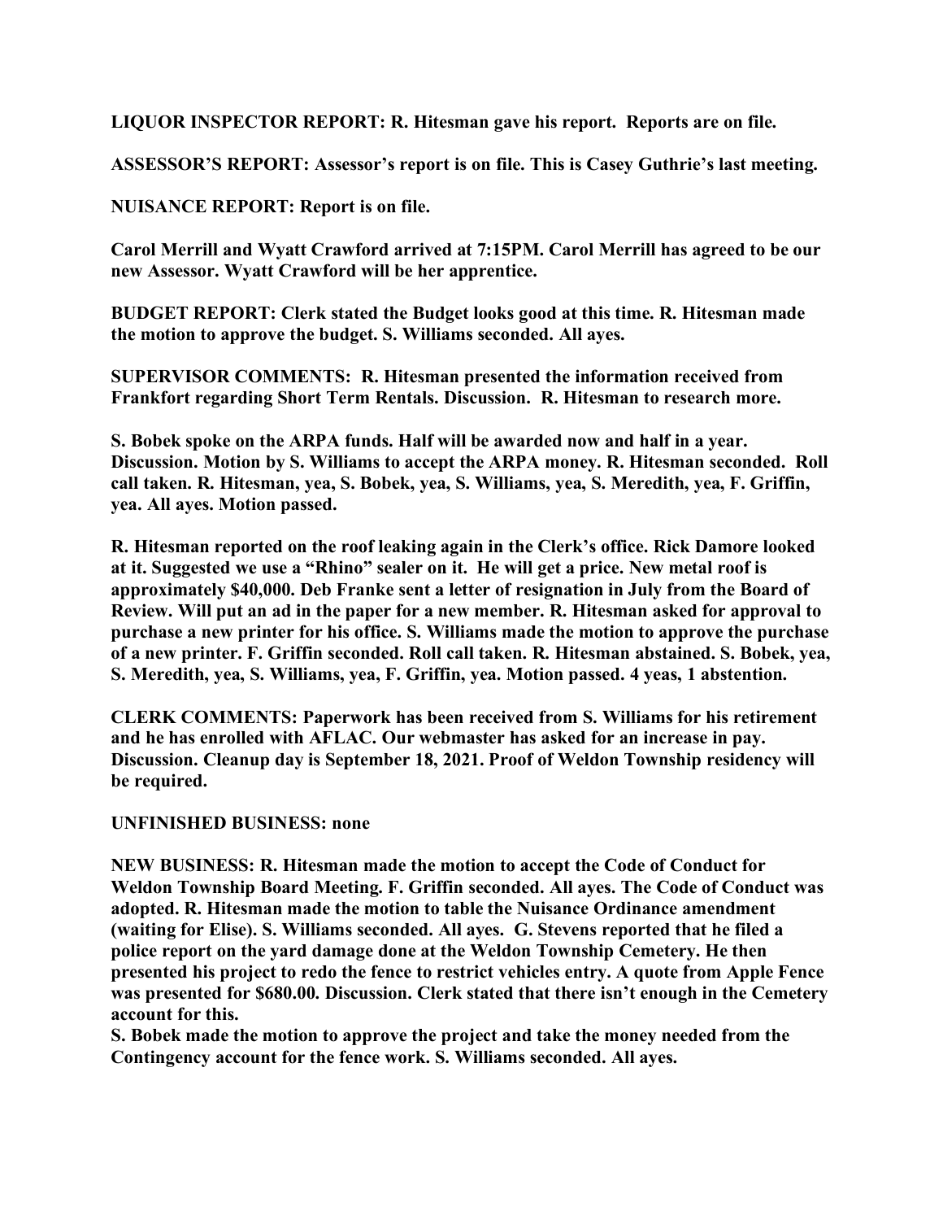**LIQUOR INSPECTOR REPORT: R. Hitesman gave his report. Reports are on file.**

**ASSESSOR'S REPORT: Assessor's report is on file. This is Casey Guthrie's last meeting.**

**NUISANCE REPORT: Report is on file.**

**Carol Merrill and Wyatt Crawford arrived at 7:15PM. Carol Merrill has agreed to be our new Assessor. Wyatt Crawford will be her apprentice.**

**BUDGET REPORT: Clerk stated the Budget looks good at this time. R. Hitesman made the motion to approve the budget. S. Williams seconded. All ayes.**

**SUPERVISOR COMMENTS: R. Hitesman presented the information received from Frankfort regarding Short Term Rentals. Discussion. R. Hitesman to research more.**

**S. Bobek spoke on the ARPA funds. Half will be awarded now and half in a year. Discussion. Motion by S. Williams to accept the ARPA money. R. Hitesman seconded. Roll call taken. R. Hitesman, yea, S. Bobek, yea, S. Williams, yea, S. Meredith, yea, F. Griffin, yea. All ayes. Motion passed.**

**R. Hitesman reported on the roof leaking again in the Clerk's office. Rick Damore looked at it. Suggested we use a "Rhino" sealer on it. He will get a price. New metal roof is approximately $40,000. Deb Franke sent a letter of resignation in July from the Board of Review. Will put an ad in the paper for a new member. R. Hitesman asked for approval to purchase a new printer for his office. S. Williams made the motion to approve the purchase of a new printer. F. Griffin seconded. Roll call taken. R. Hitesman abstained. S. Bobek, yea, S. Meredith, yea, S. Williams, yea, F. Griffin, yea. Motion passed. 4 yeas, 1 abstention.**

**CLERK COMMENTS: Paperwork has been received from S. Williams for his retirement and he has enrolled with AFLAC. Our webmaster has asked for an increase in pay. Discussion. Cleanup day is September 18, 2021. Proof of Weldon Township residency will be required.**

**UNFINISHED BUSINESS: none**

**NEW BUSINESS: R. Hitesman made the motion to accept the Code of Conduct for Weldon Township Board Meeting. F. Griffin seconded. All ayes. The Code of Conduct was adopted. R. Hitesman made the motion to table the Nuisance Ordinance amendment (waiting for Elise). S. Williams seconded. All ayes. G. Stevens reported that he filed a police report on the yard damage done at the Weldon Township Cemetery. He then presented his project to redo the fence to restrict vehicles entry. A quote from Apple Fence was presented for $680.00. Discussion. Clerk stated that there isn't enough in the Cemetery account for this.**

**S. Bobek made the motion to approve the project and take the money needed from the Contingency account for the fence work. S. Williams seconded. All ayes.**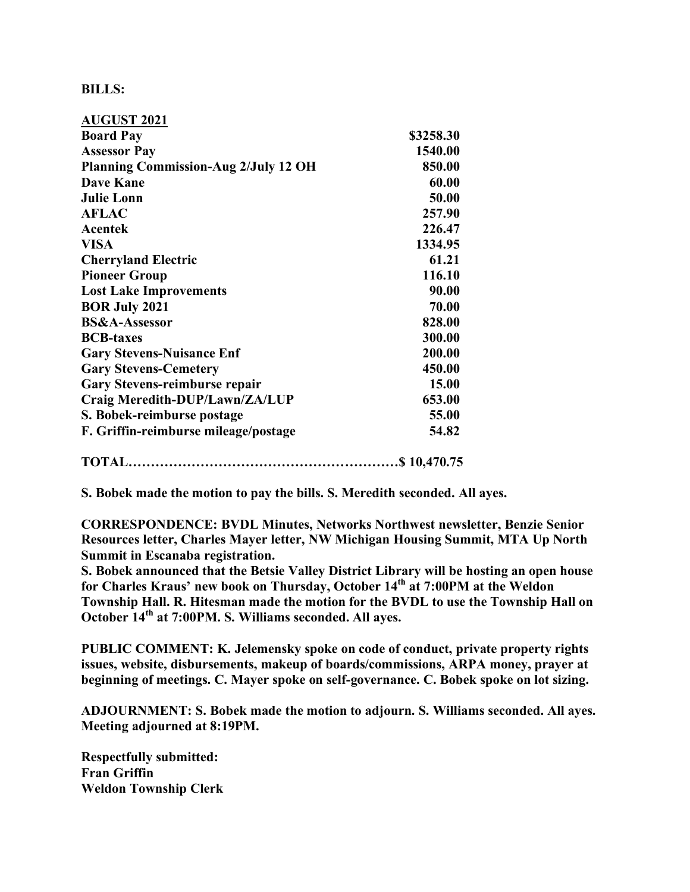**BILLS:**

| | |
|---|---|
| **AUGUST 2021** | |
| **Board Pay** | **$3258.30** |
| **Assessor Pay** | **1540.00** |
| **Planning Commission-Aug 2/July 12 OH** | **850.00** |
| **Dave Kane** | **60.00** |
| **Julie Lonn** | **50.00** |
| **AFLAC** | **257.90** |
| **Acentek** | **226.47** |
| **VISA** | **1334.95** |
| **Cherryland Electric** | **61.21** |
| **Pioneer Group** | **116.10** |
| **Lost Lake Improvements** | **90.00** |
| **BOR July 2021** | **70.00** |
| **BS&A-Assessor** | **828.00** |
| **BCB-taxes** | **300.00** |
| **Gary Stevens-Nuisance Enf** | **200.00** |
| **Gary Stevens-Cemetery** | **450.00** |
| **Gary Stevens-reimburse repair** | **15.00** |
| **Craig Meredith-DUP/Lawn/ZA/LUP** | **653.00** |
| **S. Bobek-reimburse postage** | **55.00** |
| **F. Griffin-reimburse mileage/postage** | **54.82** |

**TOTAL……………………………………………………$ 10,470.75**

**S. Bobek made the motion to pay the bills. S. Meredith seconded. All ayes.**

**CORRESPONDENCE: BVDL Minutes, Networks Northwest newsletter, Benzie Senior Resources letter, Charles Mayer letter, NW Michigan Housing Summit, MTA Up North Summit in Escanaba registration.**

**S. Bobek announced that the Betsie Valley District Library will be hosting an open house for Charles Kraus' new book on Thursday, October 14th at 7:00PM at the Weldon Township Hall. R. Hitesman made the motion for the BVDL to use the Township Hall on October 14th at 7:00PM. S. Williams seconded. All ayes.**

**PUBLIC COMMENT: K. Jelemensky spoke on code of conduct, private property rights issues, website, disbursements, makeup of boards/commissions, ARPA money, prayer at beginning of meetings. C. Mayer spoke on self-governance. C. Bobek spoke on lot sizing.**

**ADJOURNMENT: S. Bobek made the motion to adjourn. S. Williams seconded. All ayes. Meeting adjourned at 8:19PM.**

**Respectfully submitted:**
**Fran Griffin**
**Weldon Township Clerk**